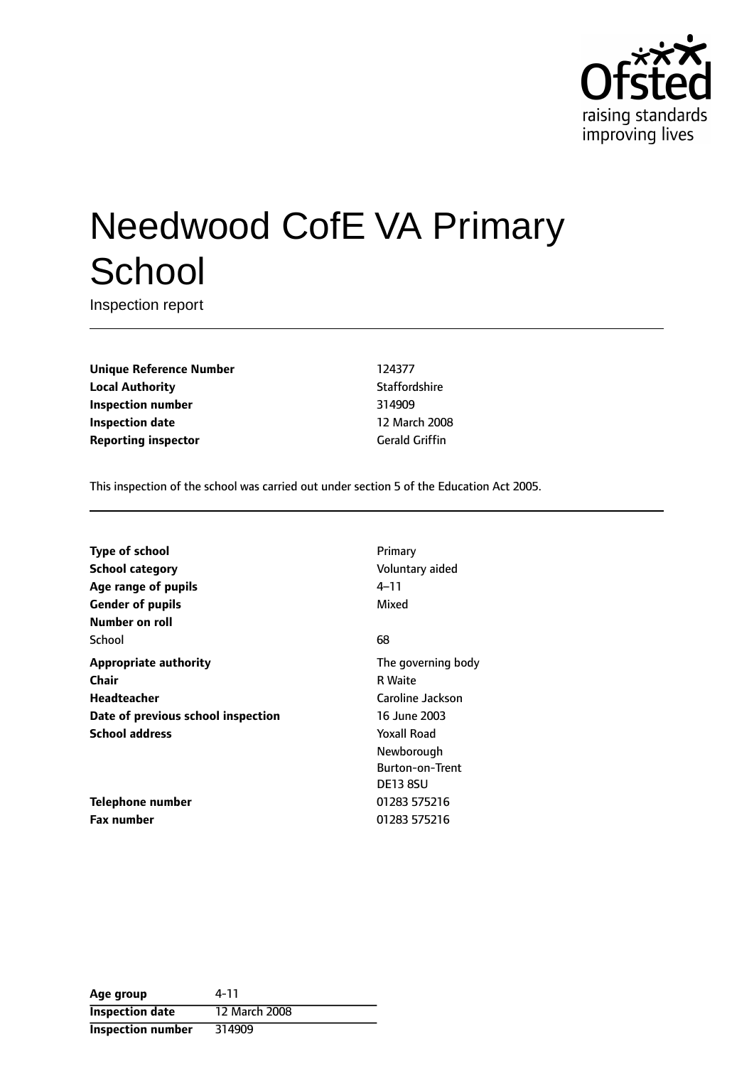# Needwood CofE VA Primary School

Inspection report

| | |
|---|---|
| **Unique Reference Number** | 124377 |
| **Local Authority** | Staffordshire |
| **Inspection number** | 314909 |
| **Inspection date** | 12 March 2008 |
| **Reporting inspector** | Gerald Griffin |

This inspection of the school was carried out under section 5 of the Education Act 2005.

| | |
|---|---|
| **Type of school** | Primary |
| **School category** | Voluntary aided |
| **Age range of pupils** | 4–11 |
| **Gender of pupils** | Mixed |
| **Number on roll** | |
| School | 68 |
| **Appropriate authority** | The governing body |
| **Chair** | R Waite |
| **Headteacher** | Caroline Jackson |
| **Date of previous school inspection** | 16 June 2003 |
| **School address** | Yoxall Road<br>Newborough<br>Burton-on-Trent<br>DE13 8SU |
| **Telephone number** | 01283 575216 |
| **Fax number** | 01283 575216 |

| | |
|---|---|
| **Age group** | 4-11 |
| **Inspection date** | 12 March 2008 |
| **Inspection number** | 314909 |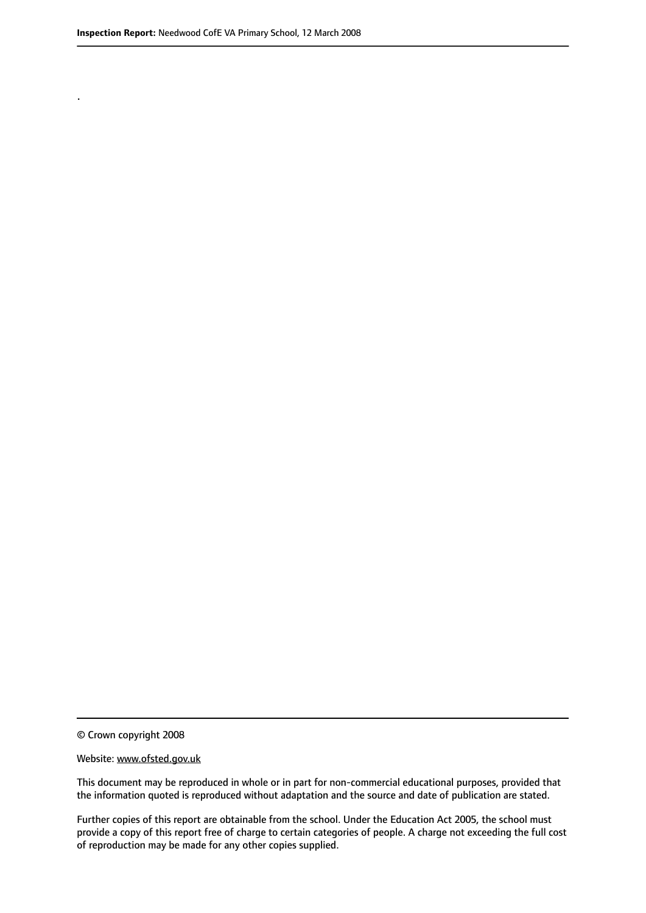.

© Crown copyright 2008

Website: www.ofsted.gov.uk

This document may be reproduced in whole or in part for non-commercial educational purposes, provided that the information quoted is reproduced without adaptation and the source and date of publication are stated.

Further copies of this report are obtainable from the school. Under the Education Act 2005, the school must provide a copy of this report free of charge to certain categories of people. A charge not exceeding the full cost of reproduction may be made for any other copies supplied.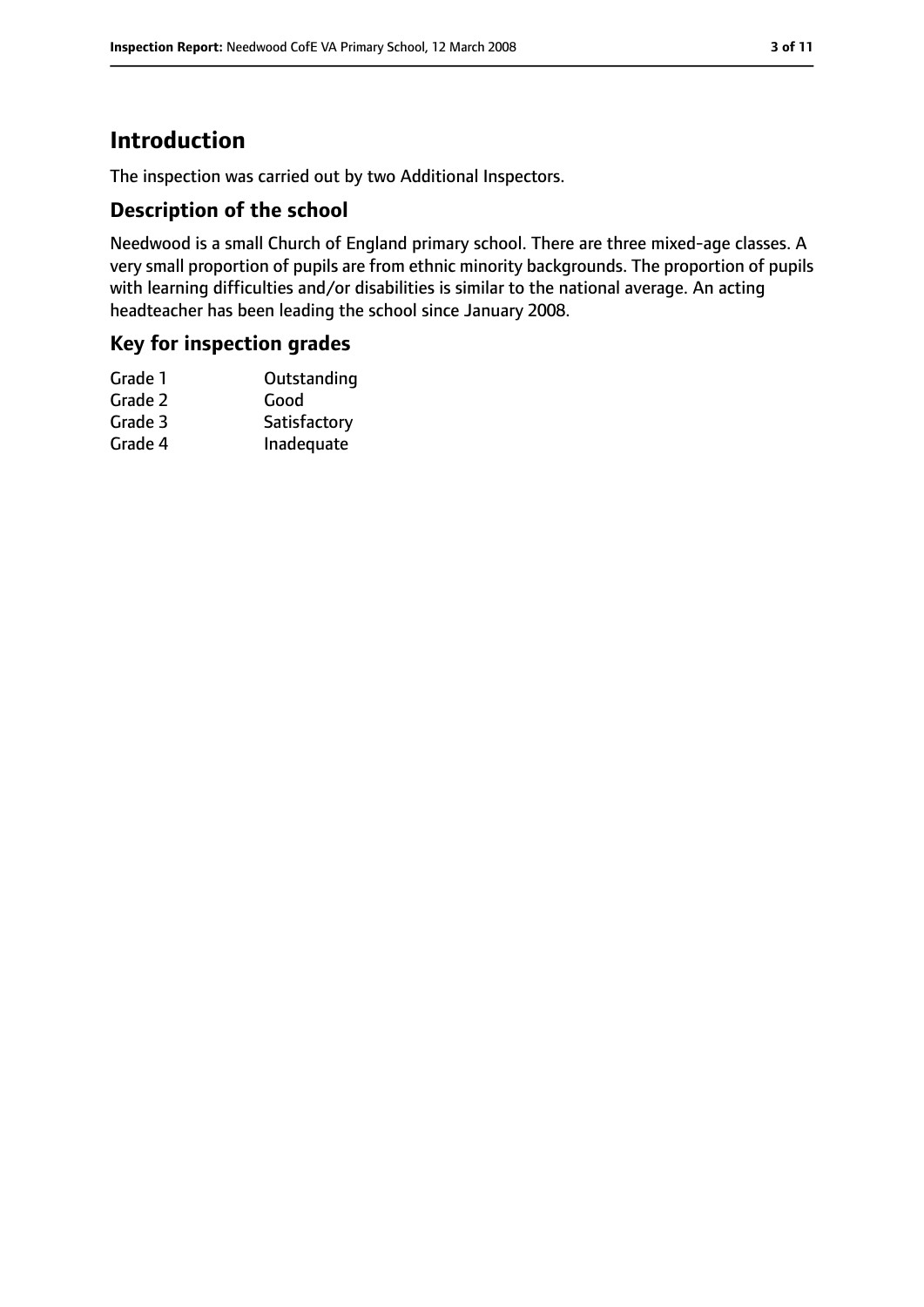# Introduction

The inspection was carried out by two Additional Inspectors.

## Description of the school

Needwood is a small Church of England primary school. There are three mixed-age classes. A very small proportion of pupils are from ethnic minority backgrounds. The proportion of pupils with learning difficulties and/or disabilities is similar to the national average. An acting headteacher has been leading the school since January 2008.

## Key for inspection grades

| | |
|---|---|
| Grade 1 | Outstanding |
| Grade 2 | Good |
| Grade 3 | Satisfactory |
| Grade 4 | Inadequate |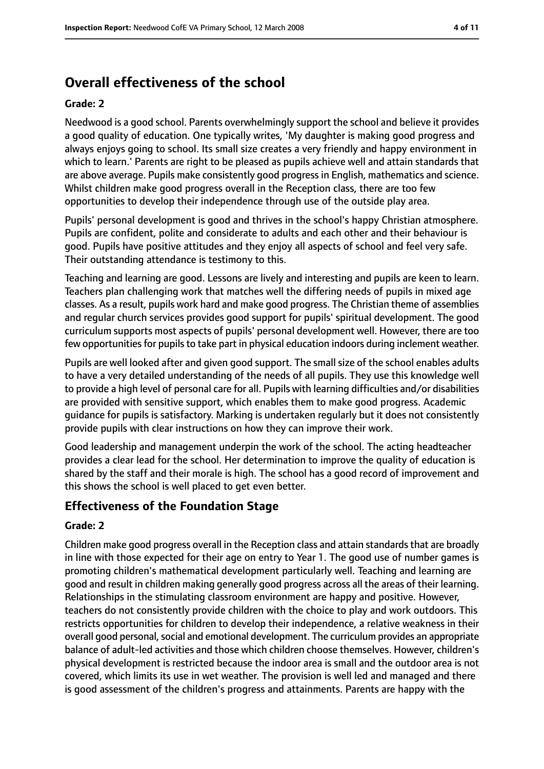## Overall effectiveness of the school

### Grade: 2

Needwood is a good school. Parents overwhelmingly support the school and believe it provides a good quality of education. One typically writes, 'My daughter is making good progress and always enjoys going to school. Its small size creates a very friendly and happy environment in which to learn.' Parents are right to be pleased as pupils achieve well and attain standards that are above average. Pupils make consistently good progress in English, mathematics and science. Whilst children make good progress overall in the Reception class, there are too few opportunities to develop their independence through use of the outside play area.

Pupils' personal development is good and thrives in the school's happy Christian atmosphere. Pupils are confident, polite and considerate to adults and each other and their behaviour is good. Pupils have positive attitudes and they enjoy all aspects of school and feel very safe. Their outstanding attendance is testimony to this.

Teaching and learning are good. Lessons are lively and interesting and pupils are keen to learn. Teachers plan challenging work that matches well the differing needs of pupils in mixed age classes. As a result, pupils work hard and make good progress. The Christian theme of assemblies and regular church services provides good support for pupils' spiritual development. The good curriculum supports most aspects of pupils' personal development well. However, there are too few opportunities for pupils to take part in physical education indoors during inclement weather.

Pupils are well looked after and given good support. The small size of the school enables adults to have a very detailed understanding of the needs of all pupils. They use this knowledge well to provide a high level of personal care for all. Pupils with learning difficulties and/or disabilities are provided with sensitive support, which enables them to make good progress. Academic guidance for pupils is satisfactory. Marking is undertaken regularly but it does not consistently provide pupils with clear instructions on how they can improve their work.

Good leadership and management underpin the work of the school. The acting headteacher provides a clear lead for the school. Her determination to improve the quality of education is shared by the staff and their morale is high. The school has a good record of improvement and this shows the school is well placed to get even better.

## Effectiveness of the Foundation Stage

### Grade: 2

Children make good progress overall in the Reception class and attain standards that are broadly in line with those expected for their age on entry to Year 1. The good use of number games is promoting children's mathematical development particularly well. Teaching and learning are good and result in children making generally good progress across all the areas of their learning. Relationships in the stimulating classroom environment are happy and positive. However, teachers do not consistently provide children with the choice to play and work outdoors. This restricts opportunities for children to develop their independence, a relative weakness in their overall good personal, social and emotional development. The curriculum provides an appropriate balance of adult-led activities and those which children choose themselves. However, children's physical development is restricted because the indoor area is small and the outdoor area is not covered, which limits its use in wet weather. The provision is well led and managed and there is good assessment of the children's progress and attainments. Parents are happy with the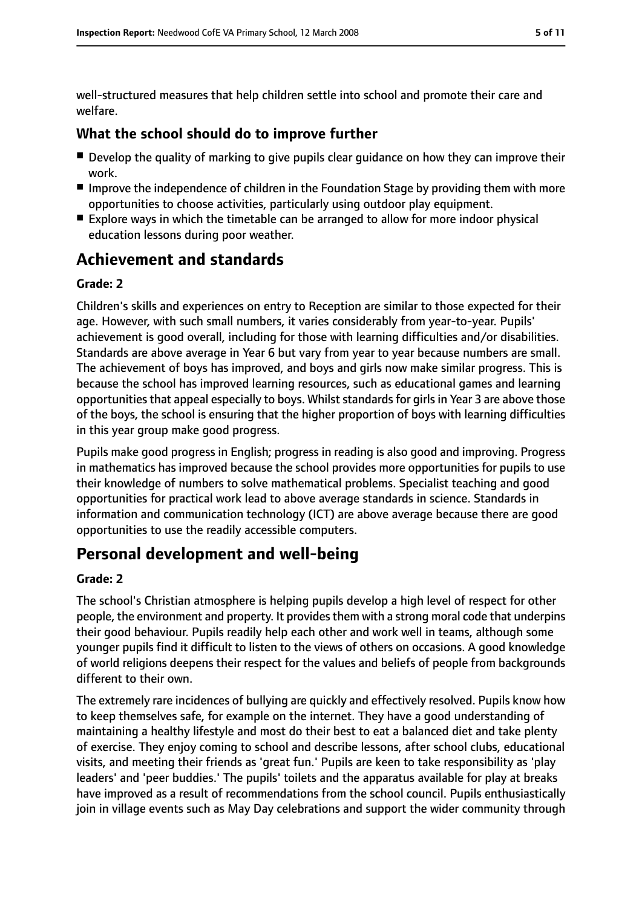well-structured measures that help children settle into school and promote their care and welfare.

## What the school should do to improve further

- Develop the quality of marking to give pupils clear guidance on how they can improve their work.
- Improve the independence of children in the Foundation Stage by providing them with more opportunities to choose activities, particularly using outdoor play equipment.
- Explore ways in which the timetable can be arranged to allow for more indoor physical education lessons during poor weather.

# Achievement and standards

**Grade: 2**

Children's skills and experiences on entry to Reception are similar to those expected for their age. However, with such small numbers, it varies considerably from year-to-year. Pupils' achievement is good overall, including for those with learning difficulties and/or disabilities. Standards are above average in Year 6 but vary from year to year because numbers are small. The achievement of boys has improved, and boys and girls now make similar progress. This is because the school has improved learning resources, such as educational games and learning opportunities that appeal especially to boys. Whilst standards for girls in Year 3 are above those of the boys, the school is ensuring that the higher proportion of boys with learning difficulties in this year group make good progress.

Pupils make good progress in English; progress in reading is also good and improving. Progress in mathematics has improved because the school provides more opportunities for pupils to use their knowledge of numbers to solve mathematical problems. Specialist teaching and good opportunities for practical work lead to above average standards in science. Standards in information and communication technology (ICT) are above average because there are good opportunities to use the readily accessible computers.

# Personal development and well-being

**Grade: 2**

The school's Christian atmosphere is helping pupils develop a high level of respect for other people, the environment and property. It provides them with a strong moral code that underpins their good behaviour. Pupils readily help each other and work well in teams, although some younger pupils find it difficult to listen to the views of others on occasions. A good knowledge of world religions deepens their respect for the values and beliefs of people from backgrounds different to their own.

The extremely rare incidences of bullying are quickly and effectively resolved. Pupils know how to keep themselves safe, for example on the internet. They have a good understanding of maintaining a healthy lifestyle and most do their best to eat a balanced diet and take plenty of exercise. They enjoy coming to school and describe lessons, after school clubs, educational visits, and meeting their friends as 'great fun.' Pupils are keen to take responsibility as 'play leaders' and 'peer buddies.' The pupils' toilets and the apparatus available for play at breaks have improved as a result of recommendations from the school council. Pupils enthusiastically join in village events such as May Day celebrations and support the wider community through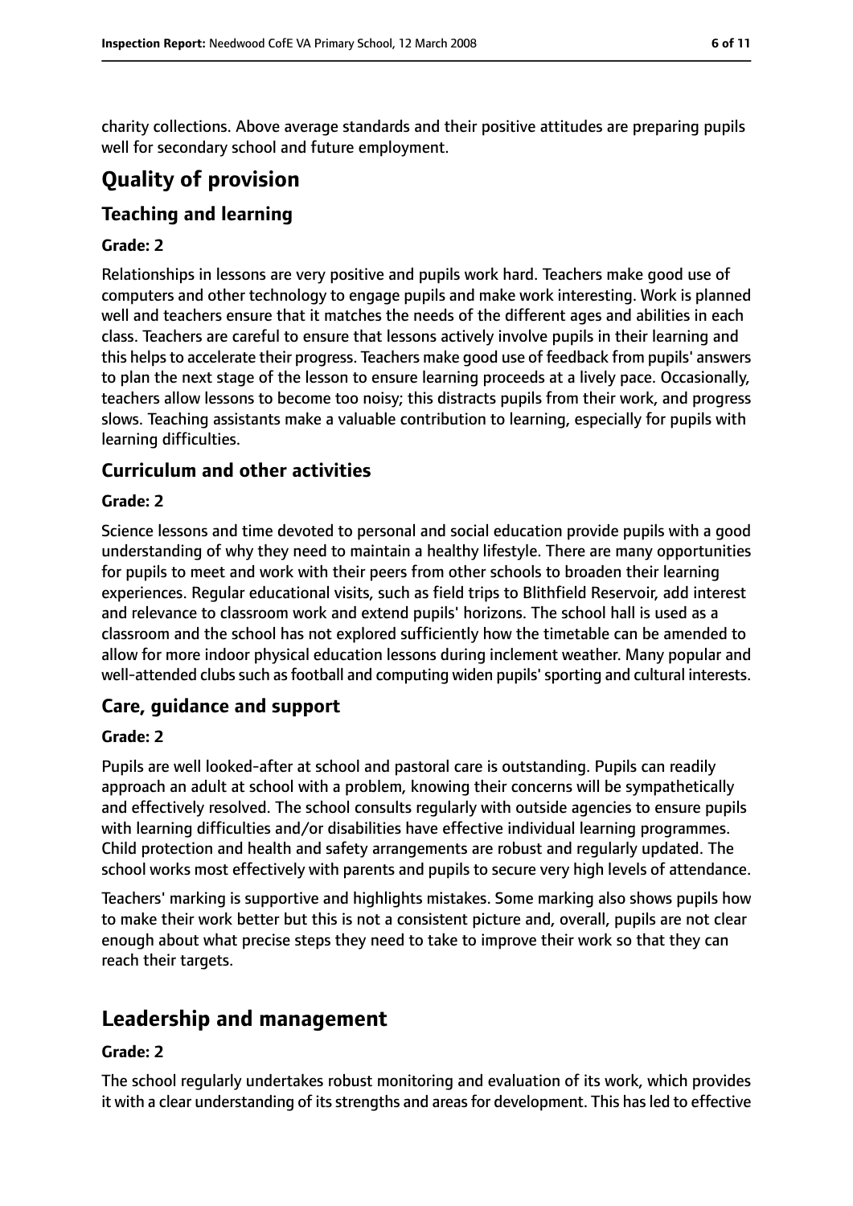charity collections. Above average standards and their positive attitudes are preparing pupils well for secondary school and future employment.

# Quality of provision

## Teaching and learning

### Grade: 2

Relationships in lessons are very positive and pupils work hard. Teachers make good use of computers and other technology to engage pupils and make work interesting. Work is planned well and teachers ensure that it matches the needs of the different ages and abilities in each class. Teachers are careful to ensure that lessons actively involve pupils in their learning and this helps to accelerate their progress. Teachers make good use of feedback from pupils' answers to plan the next stage of the lesson to ensure learning proceeds at a lively pace. Occasionally, teachers allow lessons to become too noisy; this distracts pupils from their work, and progress slows. Teaching assistants make a valuable contribution to learning, especially for pupils with learning difficulties.

## Curriculum and other activities

### Grade: 2

Science lessons and time devoted to personal and social education provide pupils with a good understanding of why they need to maintain a healthy lifestyle. There are many opportunities for pupils to meet and work with their peers from other schools to broaden their learning experiences. Regular educational visits, such as field trips to Blithfield Reservoir, add interest and relevance to classroom work and extend pupils' horizons. The school hall is used as a classroom and the school has not explored sufficiently how the timetable can be amended to allow for more indoor physical education lessons during inclement weather. Many popular and well-attended clubs such as football and computing widen pupils' sporting and cultural interests.

## Care, guidance and support

### Grade: 2

Pupils are well looked-after at school and pastoral care is outstanding. Pupils can readily approach an adult at school with a problem, knowing their concerns will be sympathetically and effectively resolved. The school consults regularly with outside agencies to ensure pupils with learning difficulties and/or disabilities have effective individual learning programmes. Child protection and health and safety arrangements are robust and regularly updated. The school works most effectively with parents and pupils to secure very high levels of attendance.

Teachers' marking is supportive and highlights mistakes. Some marking also shows pupils how to make their work better but this is not a consistent picture and, overall, pupils are not clear enough about what precise steps they need to take to improve their work so that they can reach their targets.

# Leadership and management

### Grade: 2

The school regularly undertakes robust monitoring and evaluation of its work, which provides it with a clear understanding of its strengths and areas for development. This has led to effective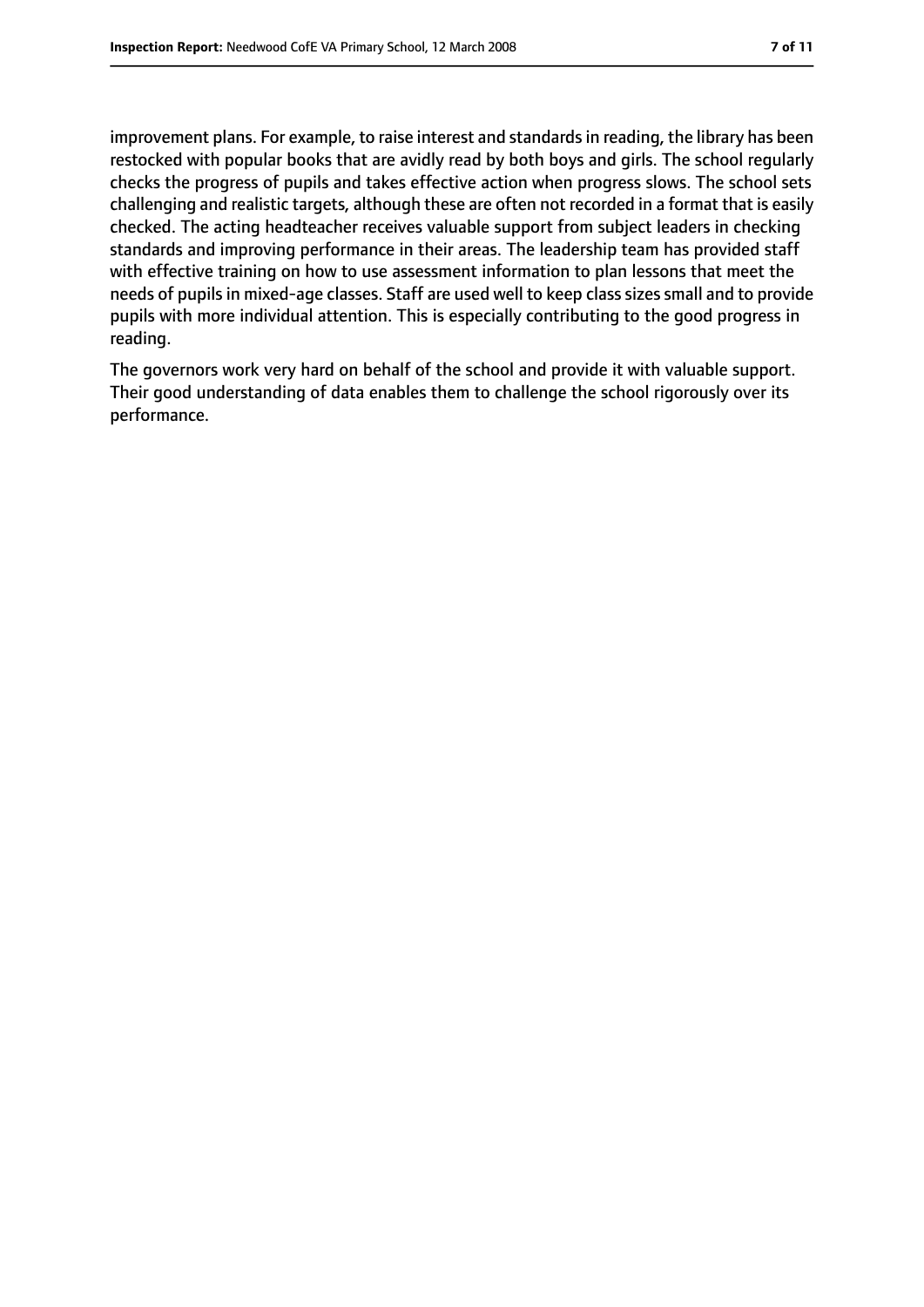improvement plans. For example, to raise interest and standards in reading, the library has been restocked with popular books that are avidly read by both boys and girls. The school regularly checks the progress of pupils and takes effective action when progress slows. The school sets challenging and realistic targets, although these are often not recorded in a format that is easily checked. The acting headteacher receives valuable support from subject leaders in checking standards and improving performance in their areas. The leadership team has provided staff with effective training on how to use assessment information to plan lessons that meet the needs of pupils in mixed-age classes. Staff are used well to keep class sizes small and to provide pupils with more individual attention. This is especially contributing to the good progress in reading.

The governors work very hard on behalf of the school and provide it with valuable support. Their good understanding of data enables them to challenge the school rigorously over its performance.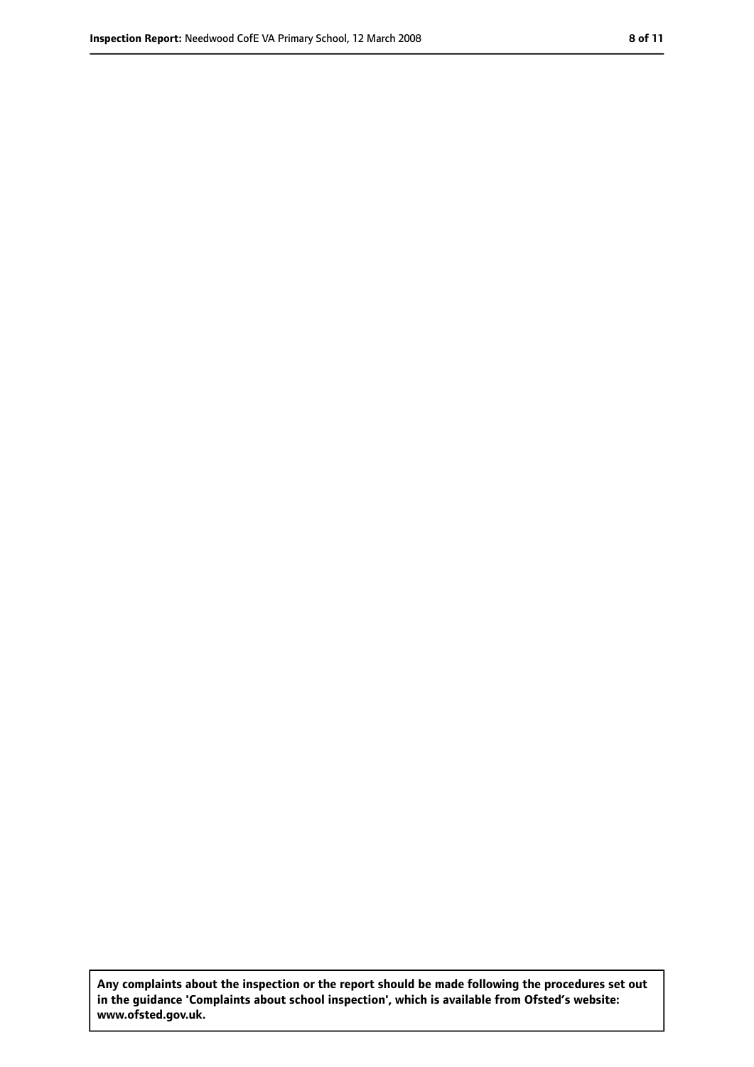**Any complaints about the inspection or the report should be made following the procedures set out in the guidance 'Complaints about school inspection', which is available from Ofsted's website: www.ofsted.gov.uk.**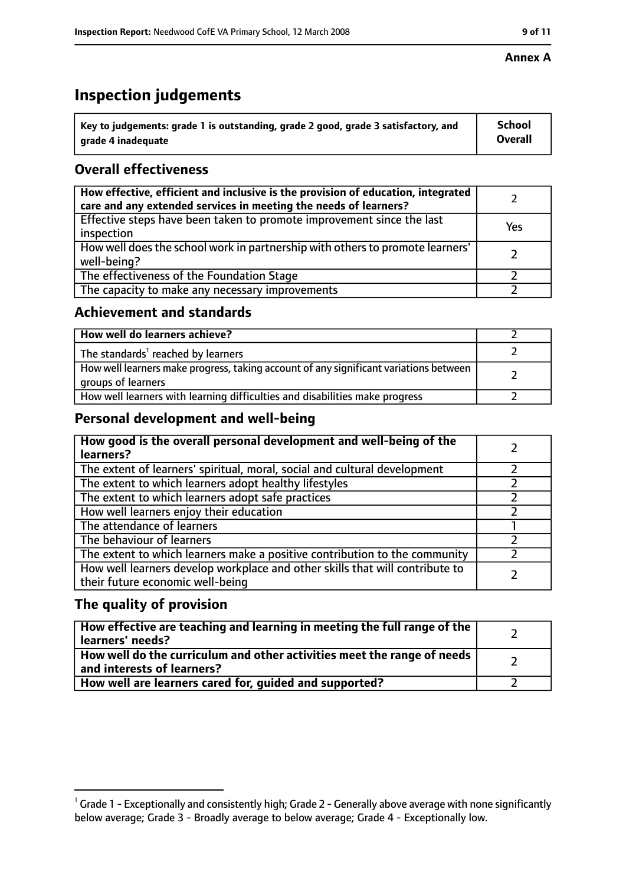**Annex A**

# Inspection judgements

| Key to judgements: grade 1 is outstanding, grade 2 good, grade 3 satisfactory, and grade 4 inadequate | School Overall |
|---|---|

## Overall effectiveness

| | |
|---|---|
| **How effective, efficient and inclusive is the provision of education, integrated care and any extended services in meeting the needs of learners?** | 2 |
| Effective steps have been taken to promote improvement since the last inspection | Yes |
| How well does the school work in partnership with others to promote learners' well-being? | 2 |
| The effectiveness of the Foundation Stage | 2 |
| The capacity to make any necessary improvements | 2 |

## Achievement and standards

| | |
|---|---|
| **How well do learners achieve?** | 2 |
| The standards[1] reached by learners | 2 |
| How well learners make progress, taking account of any significant variations between groups of learners | 2 |
| How well learners with learning difficulties and disabilities make progress | 2 |

## Personal development and well-being

| | |
|---|---|
| **How good is the overall personal development and well-being of the learners?** | 2 |
| The extent of learners' spiritual, moral, social and cultural development | 2 |
| The extent to which learners adopt healthy lifestyles | 2 |
| The extent to which learners adopt safe practices | 2 |
| How well learners enjoy their education | 2 |
| The attendance of learners | 1 |
| The behaviour of learners | 2 |
| The extent to which learners make a positive contribution to the community | 2 |
| How well learners develop workplace and other skills that will contribute to their future economic well-being | 2 |

## The quality of provision

| | |
|---|---|
| **How effective are teaching and learning in meeting the full range of the learners' needs?** | 2 |
| **How well do the curriculum and other activities meet the range of needs and interests of learners?** | 2 |
| **How well are learners cared for, guided and supported?** | 2 |

[1] Grade 1 - Exceptionally and consistently high; Grade 2 - Generally above average with none significantly below average; Grade 3 - Broadly average to below average; Grade 4 - Exceptionally low.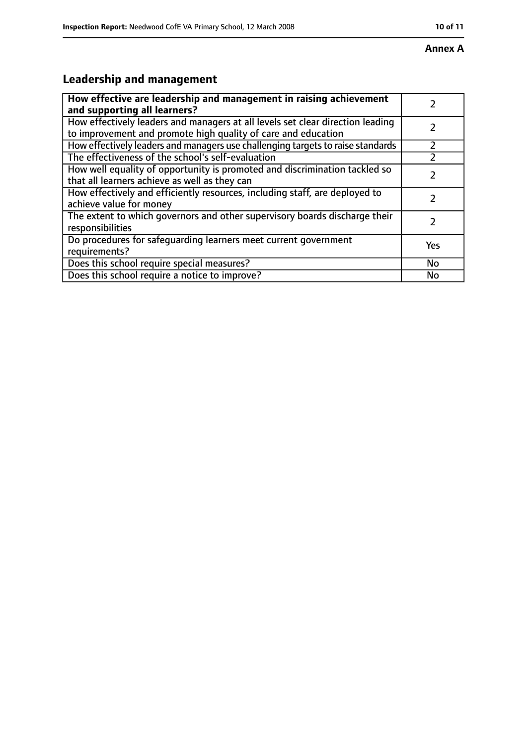**Annex A**

## Leadership and management

| **How effective are leadership and management in raising achievement and supporting all learners?** | 2 |
|---|---|
| How effectively leaders and managers at all levels set clear direction leading to improvement and promote high quality of care and education | 2 |
| How effectively leaders and managers use challenging targets to raise standards | 2 |
| The effectiveness of the school's self-evaluation | 2 |
| How well equality of opportunity is promoted and discrimination tackled so that all learners achieve as well as they can | 2 |
| How effectively and efficiently resources, including staff, are deployed to achieve value for money | 2 |
| The extent to which governors and other supervisory boards discharge their responsibilities | 2 |
| Do procedures for safeguarding learners meet current government requirements? | Yes |
| Does this school require special measures? | No |
| Does this school require a notice to improve? | No |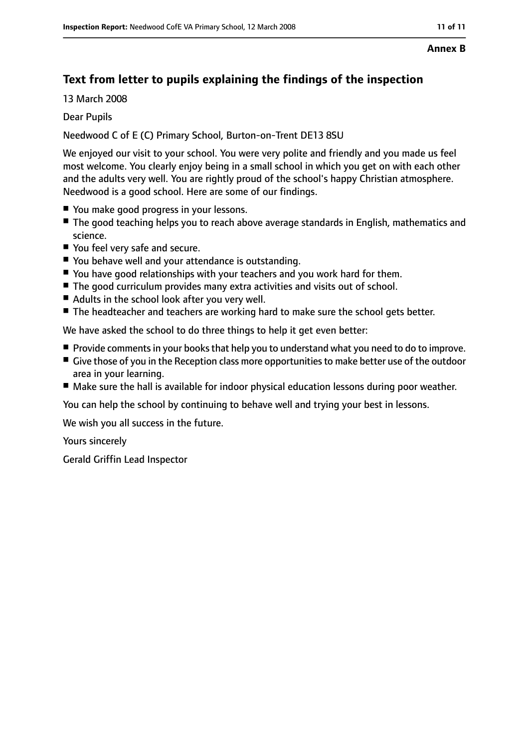**Annex B**

## Text from letter to pupils explaining the findings of the inspection

13 March 2008

Dear Pupils

Needwood C of E (C) Primary School, Burton-on-Trent DE13 8SU

We enjoyed our visit to your school. You were very polite and friendly and you made us feel most welcome. You clearly enjoy being in a small school in which you get on with each other and the adults very well. You are rightly proud of the school's happy Christian atmosphere. Needwood is a good school. Here are some of our findings.

- You make good progress in your lessons.
- The good teaching helps you to reach above average standards in English, mathematics and science.
- You feel very safe and secure.
- You behave well and your attendance is outstanding.
- You have good relationships with your teachers and you work hard for them.
- The good curriculum provides many extra activities and visits out of school.
- Adults in the school look after you very well.
- The headteacher and teachers are working hard to make sure the school gets better.

We have asked the school to do three things to help it get even better:

- Provide comments in your books that help you to understand what you need to do to improve.
- Give those of you in the Reception class more opportunities to make better use of the outdoor area in your learning.
- Make sure the hall is available for indoor physical education lessons during poor weather.

You can help the school by continuing to behave well and trying your best in lessons.

We wish you all success in the future.

Yours sincerely

Gerald Griffin Lead Inspector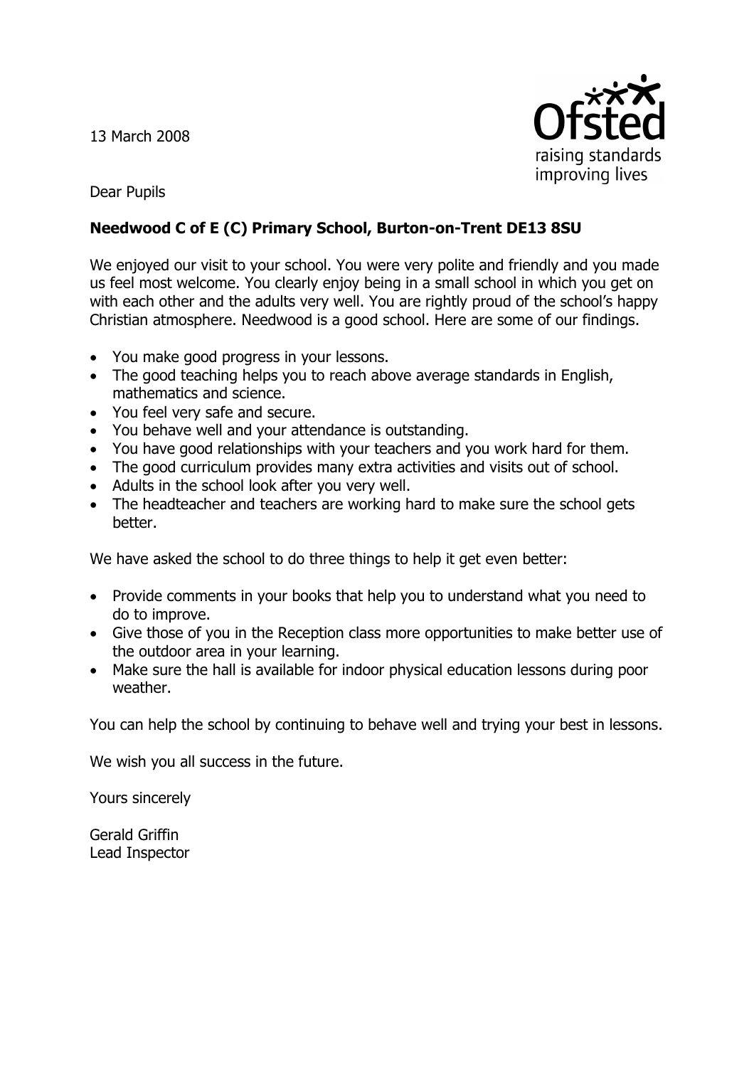13 March 2008

Dear Pupils

**Needwood C of E (C) Primary School, Burton-on-Trent DE13 8SU**

We enjoyed our visit to your school. You were very polite and friendly and you made us feel most welcome. You clearly enjoy being in a small school in which you get on with each other and the adults very well. You are rightly proud of the school's happy Christian atmosphere. Needwood is a good school. Here are some of our findings.

- You make good progress in your lessons.
- The good teaching helps you to reach above average standards in English, mathematics and science.
- You feel very safe and secure.
- You behave well and your attendance is outstanding.
- You have good relationships with your teachers and you work hard for them.
- The good curriculum provides many extra activities and visits out of school.
- Adults in the school look after you very well.
- The headteacher and teachers are working hard to make sure the school gets better.

We have asked the school to do three things to help it get even better:

- Provide comments in your books that help you to understand what you need to do to improve.
- Give those of you in the Reception class more opportunities to make better use of the outdoor area in your learning.
- Make sure the hall is available for indoor physical education lessons during poor weather.

You can help the school by continuing to behave well and trying your best in lessons.

We wish you all success in the future.

Yours sincerely

Gerald Griffin
Lead Inspector